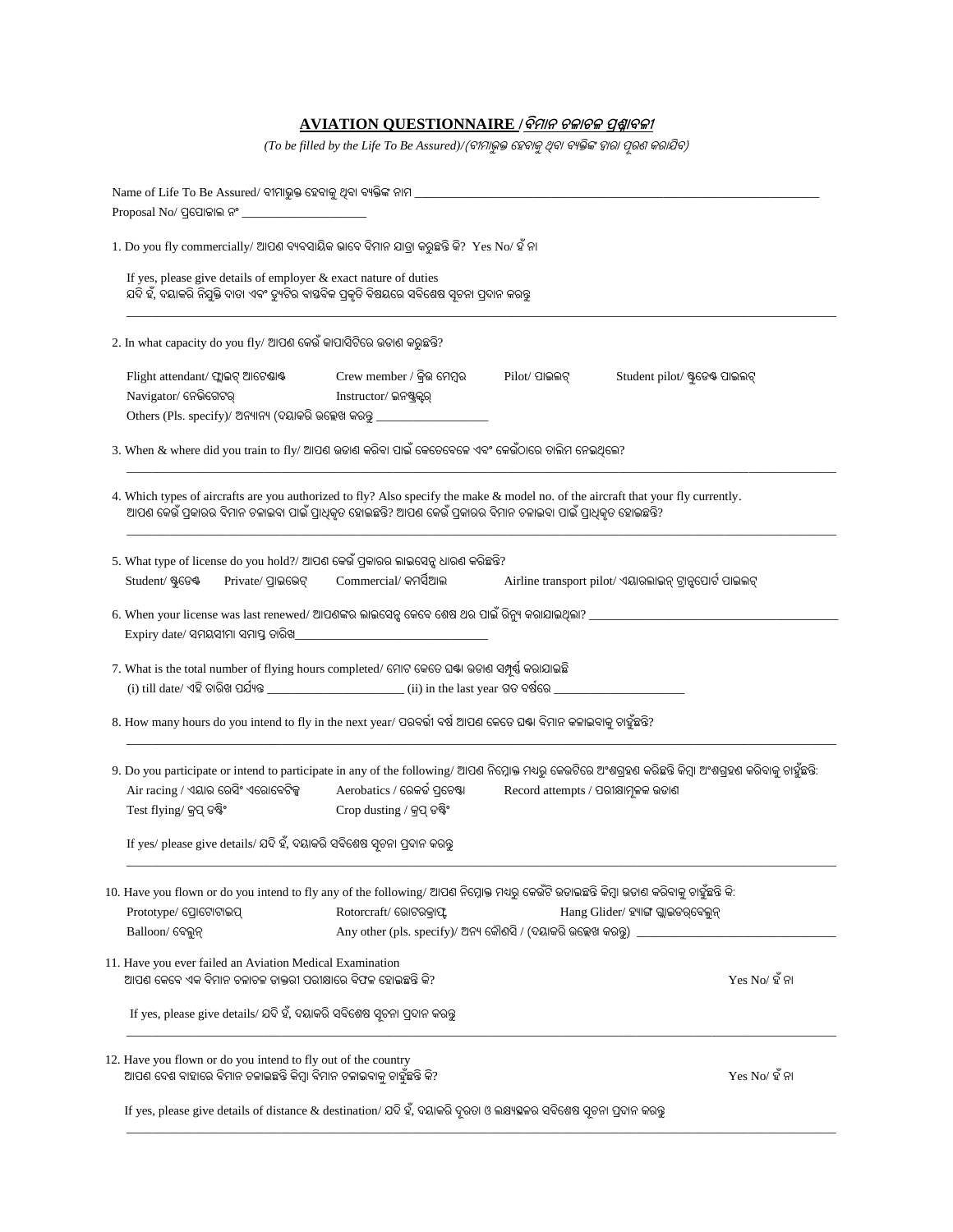# **AVIATION QUESTIONNAIRE / *ବିମାନ ଚଳାଚଳ ପ୍ରଶ୍ନାବଳୀ***

*(To be filled by the Life To Be Assured)/(ବୀମାଭୁକ୍ତ ହେବାକୁ ଥିବା ବ୍ୟକ୍ତିଙ୍କ ଦ୍ୱାରା ପୂରଣ କରାଯିବ)*

Name of Life To Be Assured/ ବୀମାଭୁକ୍ତ ହେବାକୁ ଥିବା ବ୍ୟକ୍ତିଙ୍କ ନାମ ____________________________________________________________

Proposal No/ ପ୍ରପୋଜାଲ ନଂ ____________________

1. Do you fly commercially/ ଆପଣ ବ୍ୟବସାୟିକ ଭାବେ ବିମାନ ଯାତ୍ରା କରୁଛନ୍ତି କି? Yes No/ ହଁ ନା

   If yes, please give details of employer & exact nature of duties
   ଯଦି ହଁ, ଦୟାକରି ନିଯୁକ୍ତି ଦାତା ଏବଂ ଡ୍ୟୁଟିର ବାସ୍ତବିକ ପ୍ରକୃତି ବିଷୟରେ ସବିଶେଷ ସୂଚନା ପ୍ରଦାନ କରନ୍ତୁ
   ____________________________________________________________________________________________

2. In what capacity do you fly/ ଆପଣ କେଉଁ କାପାସିଟିରେ ଉଡାଣ କରୁଛନ୍ତି?

   Flight attendant/ ଫ୍ଲାଇଟ୍ ଆଟେଣ୍ଡାଣ୍ଟ    Crew member / କ୍ରିଉ ମେମ୍ବର    Pilot/ ପାଇଲଟ୍    Student pilot/ ଷ୍ଟୁଡେଣ୍ଟ ପାଇଲଟ୍
   Navigator/ ନେଭିଗେଟର୍    Instructor/ ଇନଷ୍ଟ୍ରକ୍ଟର୍
   Others (Pls. specify)/ ଅନ୍ୟାନ୍ୟ (ଦୟାକରି ଉଲ୍ଲେଖ କରନ୍ତୁ __________________

3. When & where did you train to fly/ ଆପଣ ଉଡାଣ କରିବା ପାଇଁ କେତେବେଳେ ଏବଂ କେଉଁଠାରେ ତାଲିମ ନେଇଥିଲେ?
   ____________________________________________________________________________________________

4. Which types of aircrafts are you authorized to fly? Also specify the make & model no. of the aircraft that your fly currently.
   ଆପଣ କେଉଁ ପ୍ରକାରର ବିମାନ ଚଳାଇବା ପାଇଁ ପ୍ରାଧିକୃତ ହୋଇଛନ୍ତି? ଆପଣ କେଉଁ ପ୍ରକାରର ବିମାନ ଚଳାଇବା ପାଇଁ ପ୍ରାଧିକୃତ ହୋଇଛନ୍ତି?
   ____________________________________________________________________________________________

5. What type of license do you hold?/ ଆପଣ କେଉଁ ପ୍ରକାରର ଲାଇସେନ୍ସ ଧାରଣ କରିଛନ୍ତି?
   Student/ ଷ୍ଟୁଡେଣ୍ଟ    Private/ ପ୍ରାଇଭେଟ୍    Commercial/ କମର୍ସିଆଲ    Airline transport pilot/ ଏୟାରଲାଇନ୍ ଟ୍ରାନ୍ସପୋର୍ଟ ପାଇଲଟ୍

6. When your license was last renewed/ ଆପଣଙ୍କର ଲାଇସେନ୍ସ କେବେ ଶେଷ ଥର ପାଇଁ ରିନ୍ୟୁ କରାଯାଇଥିଲା? ________________________________
   Expiry date/ ସମୟସୀମା ସମାପ୍ତ ତାରିଖ________________________________

7. What is the total number of flying hours completed/ ମୋଟ କେତେ ଘଣ୍ଟା ଉଡାଣ ସମ୍ପୂର୍ଣ୍ଣ କରାଯାଇଛି
   (i) till date/ ଏହି ତାରିଖ ପର୍ଯ୍ୟନ୍ତ ______________________ (ii) in the last year ଗତ ବର୍ଷରେ ______________________

8. How many hours do you intend to fly in the next year/ ପରବର୍ତ୍ତୀ ବର୍ଷ ଆପଣ କେତେ ଘଣ୍ଟା ବିମାନ କଳାଇବାକୁ ଚାହୁଁଛନ୍ତି?
   ____________________________________________________________________________________________

9. Do you participate or intend to participate in any of the following/ ଆପଣ ନିମ୍ନୋକ୍ତ ମଧ୍ୟରୁ କେଉଟିରେ ଅଂଶଗ୍ରହଣ କରିଛନ୍ତି କିମ୍ବା ଅଂଶଗ୍ରହଣ କରିବାକୁ ଚାହୁଁଛନ୍ତି:
   Air racing / ଏୟାର ରେସିଂ ଏରୋବେଟିକ୍ସ    Aerobatics / ରେକର୍ଡ ପ୍ରଚେଷ୍ଟା    Record attempts / ପରୀକ୍ଷାମୂଳକ ଉଡାଣ
   Test flying/ କ୍ରପ୍ ଡଷ୍ଟିଂ    Crop dusting / କ୍ରପ୍ ଡଷ୍ଟିଂ

   If yes/ please give details/ ଯଦି ହଁ, ଦୟାକରି ସବିଶେଷ ସୂଚନା ପ୍ରଦାନ କରନ୍ତୁ
   ____________________________________________________________________________________________

10. Have you flown or do you intend to fly any of the following/ ଆପଣ ନିମ୍ନୋକ୍ତ ମଧ୍ୟରୁ କେଉଁଟି ଉଡାଇଛନ୍ତି କିମ୍ବା ଉଡାଣ କରିବାକୁ ଚାହୁଁଛନ୍ତି କି:
    Prototype/ ପ୍ରୋଟୋଟାଇପ୍    Rotorcraft/ ରୋଟରକ୍ରାଫ୍ଟ    Hang Glider/ ହ୍ୟାଙ୍ଗ ଗ୍ଲାଇଡର୍‌ବେଲୁନ୍
    Balloon/ ବେଲୁନ୍    Any other (pls. specify)/ ଅନ୍ୟ କୌଣସି / (ଦୟାକରି ଉଲ୍ଲେଖ କରନ୍ତୁ) ________________________________

11. Have you ever failed an Aviation Medical Examination
    ଆପଣ କେବେ ଏକ ବିମାନ ଚଳାଚଳ ଡାକ୍ତରୀ ପରୀକ୍ଷାରେ ବିଫଳ ହୋଇଛନ୍ତି କି? Yes No/ ହଁ ନା

    If yes, please give details/ ଯଦି ହଁ, ଦୟାକରି ସବିଶେଷ ସୂଚନା ପ୍ରଦାନ କରନ୍ତୁ
    ____________________________________________________________________________________________

12. Have you flown or do you intend to fly out of the country
    ଆପଣ ଦେଶ ବାହାରେ ବିମାନ ଚଳାଇଛନ୍ତି କିମ୍ବା ବିମାନ ଚଳାଇବାକୁ ଚାହୁଁଛନ୍ତି କି? Yes No/ ହଁ ନା

    If yes, please give details of distance & destination/ ଯଦି ହଁ, ଦୟାକରି ଦୂରତା ଓ ଲକ୍ଷ୍ୟସ୍ଥଳର ସବିଶେଷ ସୂଚନା ପ୍ରଦାନ କରନ୍ତୁ
    ____________________________________________________________________________________________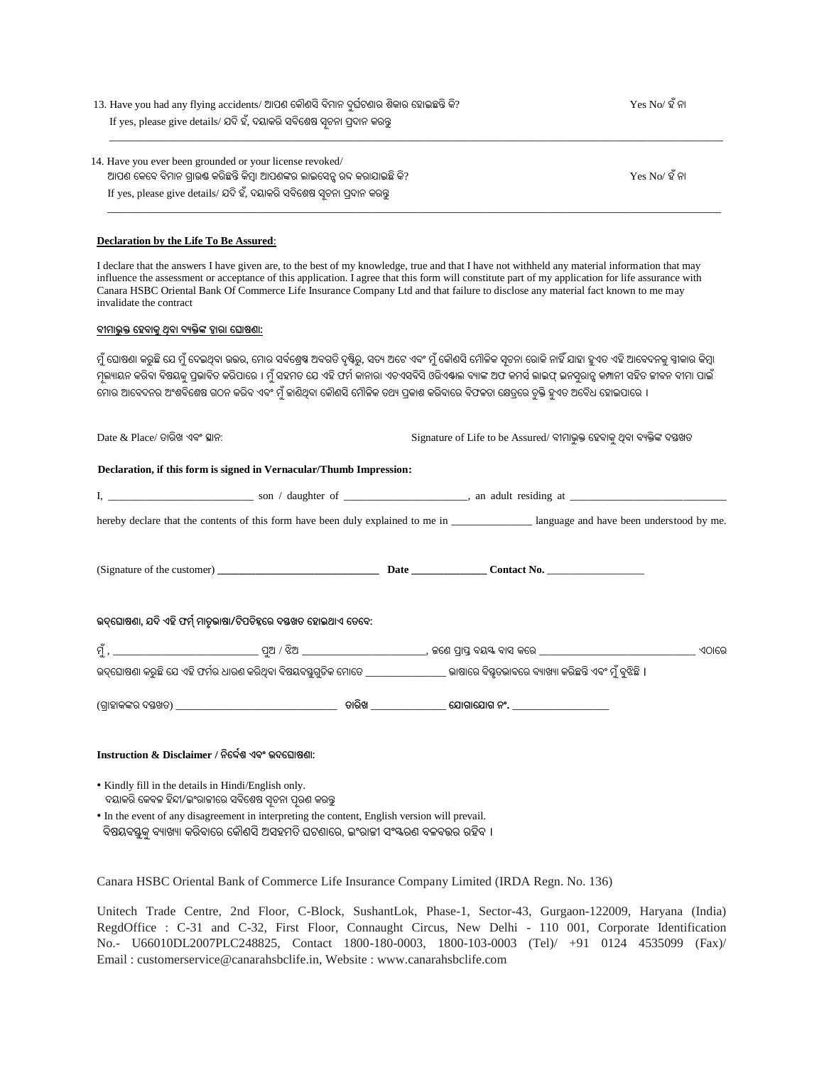13. Have you had any flying accidents/ ଆପଣ କୌଣସି ବିମାନ ଦୁର୍ଘଟଣାର ଶିକାର ହୋଇଛନ୍ତି କି? Yes No/ ହଁ ନା
    If yes, please give details/ ଯଦି ହଁ, ଦୟାକରି ସବିଶେଷ ସୂଚନା ପ୍ରଦାନ କରନ୍ତୁ

    ___________________________________________________________________________

14. Have you ever been grounded or your license revoked/
    ଆପଣ କେବେ ବିମାନ ଗ୍ରାଉଣ୍ଡ କରିଛନ୍ତି କିମ୍ବା ଆପଣଙ୍କର ଲାଇସେନ୍ସ ରଦ୍ଦ କରାଯାଇଛି କି? Yes No/ ହଁ ନା
    If yes, please give details/ ଯଦି ହଁ, ଦୟାକରି ସବିଶେଷ ସୂଚନା ପ୍ରଦାନ କରନ୍ତୁ

    ___________________________________________________________________________

**Declaration by the Life To Be Assured**:

I declare that the answers I have given are, to the best of my knowledge, true and that I have not withheld any material information that may influence the assessment or acceptance of this application. I agree that this form will constitute part of my application for life assurance with Canara HSBC Oriental Bank Of Commerce Life Insurance Company Ltd and that failure to disclose any material fact known to me may invalidate the contract

**ବୀମାଭୁକ୍ତ ହେବାକୁ ଥିବା ବ୍ୟକ୍ତିଙ୍କ ଦ୍ୱାରା ଘୋଷଣା:**

ମୁଁ ଘୋଷଣା କରୁଛି ଯେ ମୁଁ ଦେଇଥିବା ଉତ୍ତର, ମୋର ସର୍ବଶ୍ରେଷ୍ଠ ଅବଗତି ଦୃଷ୍ଟିରୁ, ସତ୍ୟ ଅଟେ ଏବଂ ମୁଁ କୌଣସି ମୌଳିକ ସୂଚନା ରୋକି ନାହିଁ ଯାହା ହୁଏତ ଏହି ଆବେଦନକୁ ସ୍ୱୀକାର କିମ୍ବା ମୂଲ୍ୟାୟନ କରିବା ବିଷୟକୁ ପ୍ରଭାବିତ କରିପାରେ । ମୁଁ ସହମତ ଯେ ଏହି ଫର୍ମ କାନାରା ଏଚଏସବିସି ଓରିଏଣ୍ଟାଲ ବ୍ୟାଙ୍କ ଅଫ କମର୍ସ ଲାଇଫ୍ ଇନସୁରାନ୍ସ କମ୍ପାନୀ ସହିତ ଜୀବନ ବୀମା ପାଇଁ ମୋର ଆବେଦନର ଅଂଶବିଶେଷ ଗଠନ କରିବ ଏବଂ ମୁଁ ଜାଣିଥିବା କୌଣସି ମୌଳିକ ତଥ୍ୟ ପ୍ରକାଶ କରିବାରେ ବିଫଳତା କ୍ଷେତ୍ରରେ ଚୁକ୍ତି ହୁଏତ ଅବୈଧ ହୋଇପାରେ ।

Date & Place/ ତାରିଖ ଏବଂ ସ୍ଥାନ: Signature of Life to be Assured/ ବୀମାଭୁକ୍ତ ହେବାକୁ ଥିବା ବ୍ୟକ୍ତିଙ୍କ ଦସ୍ତଖତ

**Declaration, if this form is signed in Vernacular/Thumb Impression:**

I, ___________________________ son / daughter of _______________________, an adult residing at _____________________________

hereby declare that the contents of this form have been duly explained to me in _______________ language and have been understood by me.

(Signature of the customer) **_______________________________ Date ______________ Contact No.** __________________

**ଉଦ୍‌ଘୋଷଣା, ଯଦି ଏହି ଫର୍ମ ମାତୃଭାଷା/ଟିପଚିହ୍ନରେ ଦସ୍ତଖତ ହୋଇଥାଏ ତେବେ:**

ମୁଁ , ___________________________ ପୁଅ / ଝିଅ _______________________, ଜଣେ ପ୍ରାପ୍ତ ବୟସ୍କ ବାସ କରେ _____________________________ ଏଠାରେ

ଉଦ୍‌ଘୋଷଣା କରୁଛି ଯେ ଏହି ଫର୍ମର ଧାରଣ କରିଥିବା ବିଷୟବସ୍ତୁଗୁଡ଼ିକ ମୋତେ _______________ ଭାଷାରେ ବିସ୍ତୃତଭାବରେ ବ୍ୟାଖ୍ୟା କରିଛନ୍ତି ଏବଂ ମୁଁ ବୁଝିଛି ।

(ଗ୍ରାହକଙ୍କର ଦସ୍ତଖତ) _______________________________ **ତାରିଖ ______________ ଯୋଗାଯୋଗ ନଂ.** __________________

**Instruction & Disclaimer / ନିର୍ଦ୍ଦେଶ ଏବଂ ଉଦଘୋଷଣା:**

- Kindly fill in the details in Hindi/English only.
  ଦୟାକରି କେବଳ ହିନ୍ଦୀ/ଇଂରାଜୀରେ ସବିଶେଷ ସୂଚନା ପୂରଣ କରନ୍ତୁ
- In the event of any disagreement in interpreting the content, English version will prevail.
  ବିଷୟବସ୍ତୁକୁ ବ୍ୟାଖ୍ୟା କରିବାରେ କୌଣସି ଅସହମତି ଘଟଣାରେ, ଇଂରାଜୀ ସଂସ୍କରଣ ବଳବତ୍ତର ରହିବ ।

Canara HSBC Oriental Bank of Commerce Life Insurance Company Limited (IRDA Regn. No. 136)

Unitech Trade Centre, 2nd Floor, C-Block, SushantLok, Phase-1, Sector-43, Gurgaon-122009, Haryana (India) RegdOffice : C-31 and C-32, First Floor, Connaught Circus, New Delhi - 110 001, Corporate Identification No.- U66010DL2007PLC248825, Contact 1800-180-0003, 1800-103-0003 (Tel)/ +91 0124 4535099 (Fax)/ Email : customerservice@canarahsbclife.in, Website : www.canarahsbclife.com